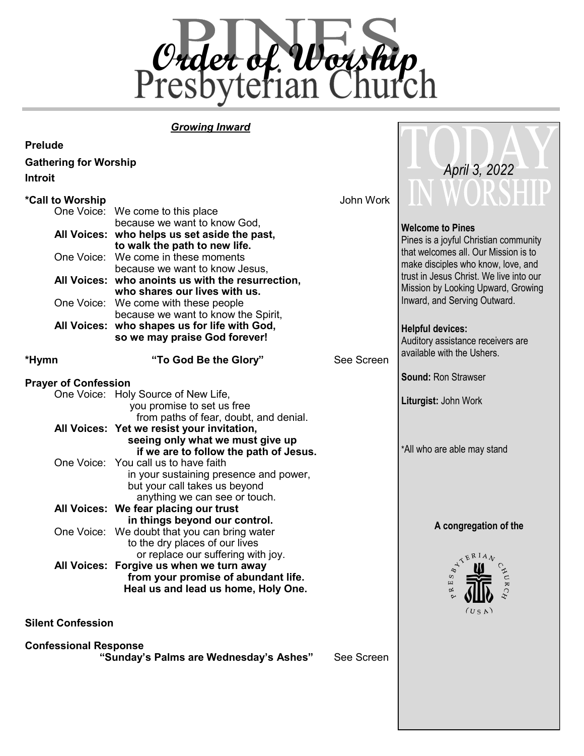# Order of Worship
## Pines Presbyterian Church

***Growing Inward***

**Prelude**

**Gathering for Worship**

**Introit**

**\*Call to Worship** — John Work

One Voice: We come to this place
because we want to know God,
**All Voices: who helps us set aside the past,
to walk the path to new life.**
One Voice: We come in these moments
because we want to know Jesus,
**All Voices: who anoints us with the resurrection,
who shares our lives with us.**
One Voice: We come with these people
because we want to know the Spirit,
**All Voices: who shapes us for life with God,
so we may praise God forever!**

**\*Hymn** — **"To God Be the Glory"** — See Screen

**Prayer of Confession**

One Voice: Holy Source of New Life,
you promise to set us free
from paths of fear, doubt, and denial.
**All Voices: Yet we resist your invitation,
seeing only what we must give up
if we are to follow the path of Jesus.**
One Voice: You call us to have faith
in your sustaining presence and power,
but your call takes us beyond
anything we can see or touch.
**All Voices: We fear placing our trust
in things beyond our control.**
One Voice: We doubt that you can bring water
to the dry places of our lives
or replace our suffering with joy.
**All Voices: Forgive us when we turn away
from your promise of abundant life.
Heal us and lead us home, Holy One.**

**Silent Confession**

**Confessional Response**
**"Sunday's Palms are Wednesday's Ashes"** — See Screen

---

## TODAY IN WORSHIP
*April 3, 2022*

**Welcome to Pines**
Pines is a joyful Christian community that welcomes all. Our Mission is to make disciples who know, love, and trust in Jesus Christ. We live into our Mission by Looking Upward, Growing Inward, and Serving Outward.

**Helpful devices:**
Auditory assistance receivers are available with the Ushers.

**Sound:** Ron Strawser

**Liturgist:** John Work

\*All who are able may stand

**A congregation of the**

Presbyterian Church (USA)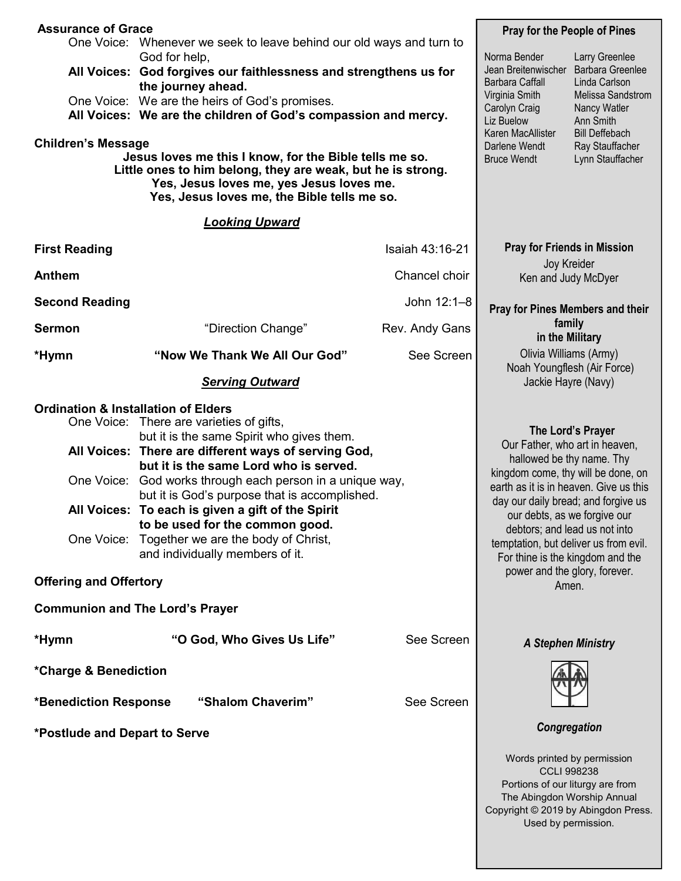**Assurance of Grace**

One Voice: Whenever we seek to leave behind our old ways and turn to God for help,

**All Voices: God forgives our faithlessness and strengthens us for the journey ahead.**

One Voice: We are the heirs of God's promises.

**All Voices: We are the children of God's compassion and mercy.**

**Children's Message**

**Jesus loves me this I know, for the Bible tells me so.**
**Little ones to him belong, they are weak, but he is strong.**
**Yes, Jesus loves me, yes Jesus loves me.**
**Yes, Jesus loves me, the Bible tells me so.**

***Looking Upward***

**First Reading** — Isaiah 43:16-21

**Anthem** — Chancel choir

**Second Reading** — John 12:1–8

**Sermon** — "Direction Change" — Rev. Andy Gans

***Hymn** — **"Now We Thank We All Our God"** — See Screen

***Serving Outward***

**Ordination & Installation of Elders**

One Voice: There are varieties of gifts, but it is the same Spirit who gives them.

**All Voices: There are different ways of serving God, but it is the same Lord who is served.**

One Voice: God works through each person in a unique way, but it is God's purpose that is accomplished.

**All Voices: To each is given a gift of the Spirit to be used for the common good.**

One Voice: Together we are the body of Christ, and individually members of it.

**Offering and Offertory**

**Communion and The Lord's Prayer**

***Hymn** — **"O God, Who Gives Us Life"** — See Screen

***Charge & Benediction**

***Benediction Response** — **"Shalom Chaverim"** — See Screen

***Postlude and Depart to Serve**

**Pray for the People of Pines**

Norma Bender
Jean Breitenwischer
Barbara Caffall
Virginia Smith
Carolyn Craig
Liz Buelow
Karen MacAllister
Darlene Wendt
Bruce Wendt
Larry Greenlee
Barbara Greenlee
Linda Carlson
Melissa Sandstrom
Nancy Watler
Ann Smith
Bill Deffebach
Ray Stauffacher
Lynn Stauffacher

**Pray for Friends in Mission**

Joy Kreider
Ken and Judy McDyer

**Pray for Pines Members and their family in the Military**

Olivia Williams (Army)
Noah Youngflesh (Air Force)
Jackie Hayre (Navy)

**The Lord's Prayer**

Our Father, who art in heaven, hallowed be thy name. Thy kingdom come, thy will be done, on earth as it is in heaven. Give us this day our daily bread; and forgive us our debts, as we forgive our debtors; and lead us not into temptation, but deliver us from evil. For thine is the kingdom and the power and the glory, forever. Amen.

***A Stephen Ministry***

***Congregation***

Words printed by permission
CCLI 998238
Portions of our liturgy are from The Abingdon Worship Annual Copyright © 2019 by Abingdon Press. Used by permission.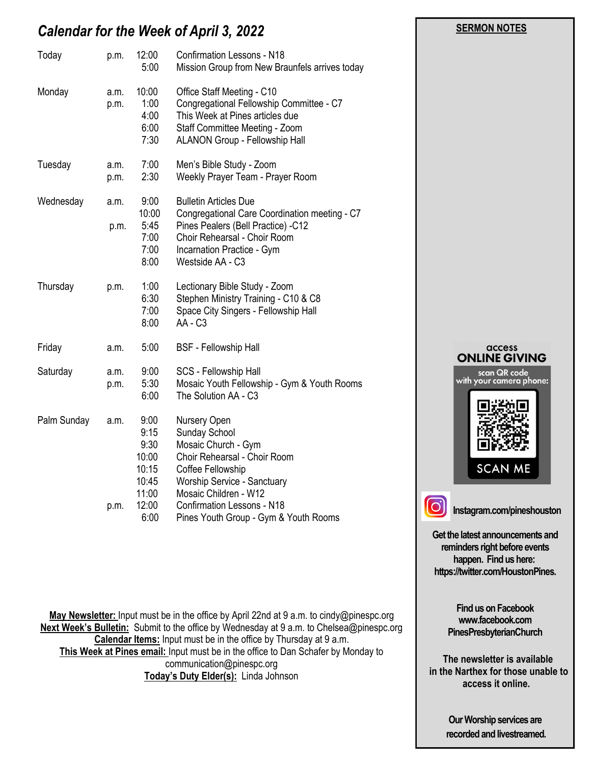## *Calendar for the Week of April 3, 2022*

| | | | |
|---|---|---|---|
| Today | p.m. | 12:00 | Confirmation Lessons - N18 |
| | | 5:00 | Mission Group from New Braunfels arrives today |
| Monday | a.m. | 10:00 | Office Staff Meeting - C10 |
| | p.m. | 1:00 | Congregational Fellowship Committee - C7 |
| | | 4:00 | This Week at Pines articles due |
| | | 6:00 | Staff Committee Meeting - Zoom |
| | | 7:30 | ALANON Group - Fellowship Hall |
| Tuesday | a.m. | 7:00 | Men's Bible Study - Zoom |
| | p.m. | 2:30 | Weekly Prayer Team - Prayer Room |
| Wednesday | a.m. | 9:00 | Bulletin Articles Due |
| | | 10:00 | Congregational Care Coordination meeting - C7 |
| | p.m. | 5:45 | Pines Pealers (Bell Practice) -C12 |
| | | 7:00 | Choir Rehearsal - Choir Room |
| | | 7:00 | Incarnation Practice - Gym |
| | | 8:00 | Westside AA - C3 |
| Thursday | p.m. | 1:00 | Lectionary Bible Study - Zoom |
| | | 6:30 | Stephen Ministry Training - C10 & C8 |
| | | 7:00 | Space City Singers - Fellowship Hall |
| | | 8:00 | AA - C3 |
| Friday | a.m. | 5:00 | BSF - Fellowship Hall |
| Saturday | a.m. | 9:00 | SCS - Fellowship Hall |
| | p.m. | 5:30 | Mosaic Youth Fellowship - Gym & Youth Rooms |
| | | 6:00 | The Solution AA - C3 |
| Palm Sunday | a.m. | 9:00 | Nursery Open |
| | | 9:15 | Sunday School |
| | | 9:30 | Mosaic Church - Gym |
| | | 10:00 | Choir Rehearsal - Choir Room |
| | | 10:15 | Coffee Fellowship |
| | | 10:45 | Worship Service - Sanctuary |
| | | 11:00 | Mosaic Children - W12 |
| | p.m. | 12:00 | Confirmation Lessons - N18 |
| | | 6:00 | Pines Youth Group - Gym & Youth Rooms |

**May Newsletter:** Input must be in the office by April 22nd at 9 a.m. to cindy@pinespc.org
**Next Week's Bulletin:** Submit to the office by Wednesday at 9 a.m. to Chelsea@pinespc.org
**Calendar Items:** Input must be in the office by Thursday at 9 a.m.
**This Week at Pines email:** Input must be in the office to Dan Schafer by Monday to communication@pinespc.org
**Today's Duty Elder(s):** Linda Johnson

**SERMON NOTES**

access
**ONLINE GIVING**
scan QR code with your camera phone:
SCAN ME

**Instagram.com/pineshouston**

**Get the latest announcements and reminders right before events happen. Find us here: https://twitter.com/HoustonPines.**

**Find us on Facebook www.facebook.com PinesPresbyterianChurch**

**The newsletter is available in the Narthex for those unable to access it online.**

**Our Worship services are recorded and livestreamed.**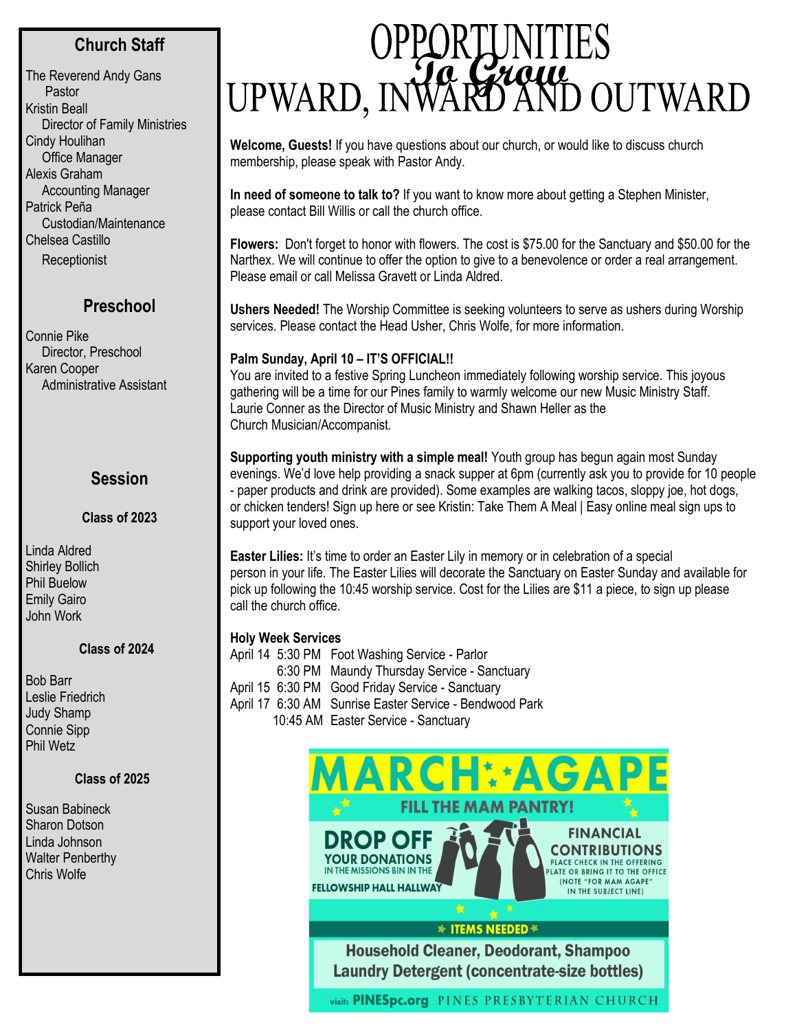# OPPORTUNITIES *To Grow* UPWARD, INWARD AND OUTWARD

## Church Staff

The Reverend Andy Gans
Pastor
Kristin Beall
Director of Family Ministries
Cindy Houlihan
Office Manager
Alexis Graham
Accounting Manager
Patrick Peña
Custodian/Maintenance
Chelsea Castillo
Receptionist

## Preschool

Connie Pike
Director, Preschool
Karen Cooper
Administrative Assistant

## Session

### Class of 2023

Linda Aldred
Shirley Bollich
Phil Buelow
Emily Gairo
John Work

### Class of 2024

Bob Barr
Leslie Friedrich
Judy Shamp
Connie Sipp
Phil Wetz

### Class of 2025

Susan Babineck
Sharon Dotson
Linda Johnson
Walter Penberthy
Chris Wolfe

**Welcome, Guests!** If you have questions about our church, or would like to discuss church membership, please speak with Pastor Andy.

**In need of someone to talk to?** If you want to know more about getting a Stephen Minister, please contact Bill Willis or call the church office.

**Flowers:** Don't forget to honor with flowers. The cost is $75.00 for the Sanctuary and $50.00 for the Narthex. We will continue to offer the option to give to a benevolence or order a real arrangement. Please email or call Melissa Gravett or Linda Aldred.

**Ushers Needed!** The Worship Committee is seeking volunteers to serve as ushers during Worship services. Please contact the Head Usher, Chris Wolfe, for more information.

**Palm Sunday, April 10 – IT'S OFFICIAL!!**
You are invited to a festive Spring Luncheon immediately following worship service. This joyous gathering will be a time for our Pines family to warmly welcome our new Music Ministry Staff. Laurie Conner as the Director of Music Ministry and Shawn Heller as the Church Musician/Accompanist.

**Supporting youth ministry with a simple meal!** Youth group has begun again most Sunday evenings. We'd love help providing a snack supper at 6pm (currently ask you to provide for 10 people - paper products and drink are provided). Some examples are walking tacos, sloppy joe, hot dogs, or chicken tenders! Sign up here or see Kristin: Take Them A Meal | Easy online meal sign ups to support your loved ones.

**Easter Lilies:** It's time to order an Easter Lily in memory or in celebration of a special person in your life. The Easter Lilies will decorate the Sanctuary on Easter Sunday and available for pick up following the 10:45 worship service. Cost for the Lilies are $11 a piece, to sign up please call the church office.

**Holy Week Services**

April 14 5:30 PM Foot Washing Service - Parlor
6:30 PM Maundy Thursday Service - Sanctuary
April 15 6:30 PM Good Friday Service - Sanctuary
April 17 6:30 AM Sunrise Easter Service - Bendwood Park
10:45 AM Easter Service - Sanctuary

**MARCH AGAPE**
**FILL THE MAM PANTRY!**

**DROP OFF YOUR DONATIONS** IN THE MISSIONS BIN IN THE FELLOWSHIP HALL HALLWAY

**FINANCIAL CONTRIBUTIONS** PLACE CHECK IN THE OFFERING PLATE OR BRING IT TO THE OFFICE (NOTE "FOR MAM AGAPE" IN THE SUBJECT LINE)

**ITEMS NEEDED**
Household Cleaner, Deodorant, Shampoo
Laundry Detergent (concentrate-size bottles)

visit: PINESpc.org PINES PRESBYTERIAN CHURCH